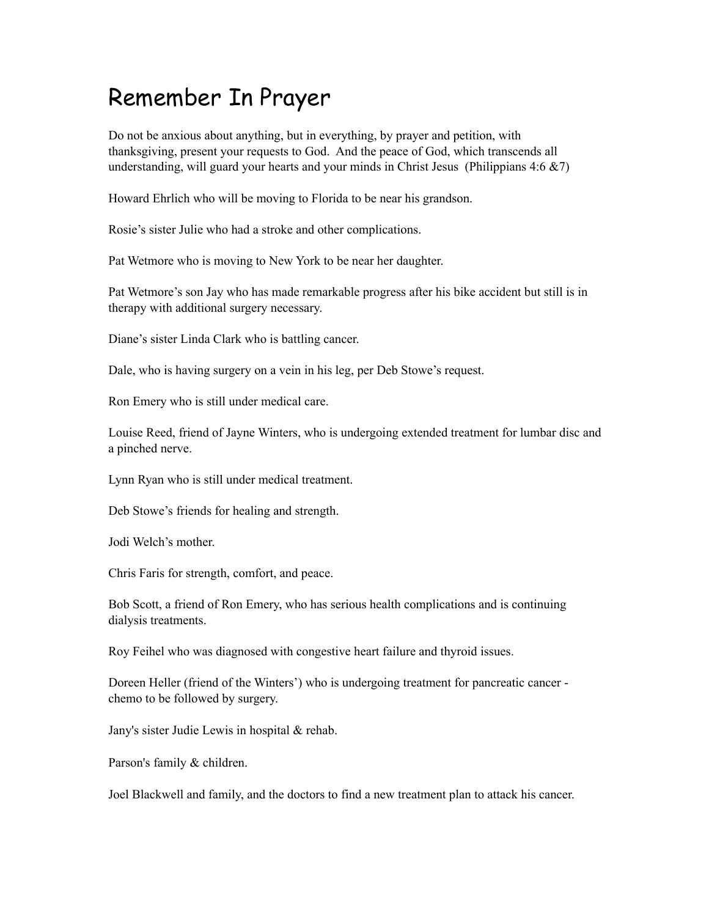# Remember In Prayer

Do not be anxious about anything, but in everything, by prayer and petition, with thanksgiving, present your requests to God. And the peace of God, which transcends all understanding, will guard your hearts and your minds in Christ Jesus (Philippians 4:6 &7)

Howard Ehrlich who will be moving to Florida to be near his grandson.

Rosie's sister Julie who had a stroke and other complications.

Pat Wetmore who is moving to New York to be near her daughter.

Pat Wetmore's son Jay who has made remarkable progress after his bike accident but still is in therapy with additional surgery necessary.

Diane's sister Linda Clark who is battling cancer.

Dale, who is having surgery on a vein in his leg, per Deb Stowe's request.

Ron Emery who is still under medical care.

Louise Reed, friend of Jayne Winters, who is undergoing extended treatment for lumbar disc and a pinched nerve.

Lynn Ryan who is still under medical treatment.

Deb Stowe's friends for healing and strength.

Jodi Welch's mother.

Chris Faris for strength, comfort, and peace.

Bob Scott, a friend of Ron Emery, who has serious health complications and is continuing dialysis treatments.

Roy Feihel who was diagnosed with congestive heart failure and thyroid issues.

Doreen Heller (friend of the Winters') who is undergoing treatment for pancreatic cancer - chemo to be followed by surgery.

Jany's sister Judie Lewis in hospital & rehab.

Parson's family & children.

Joel Blackwell and family, and the doctors to find a new treatment plan to attack his cancer.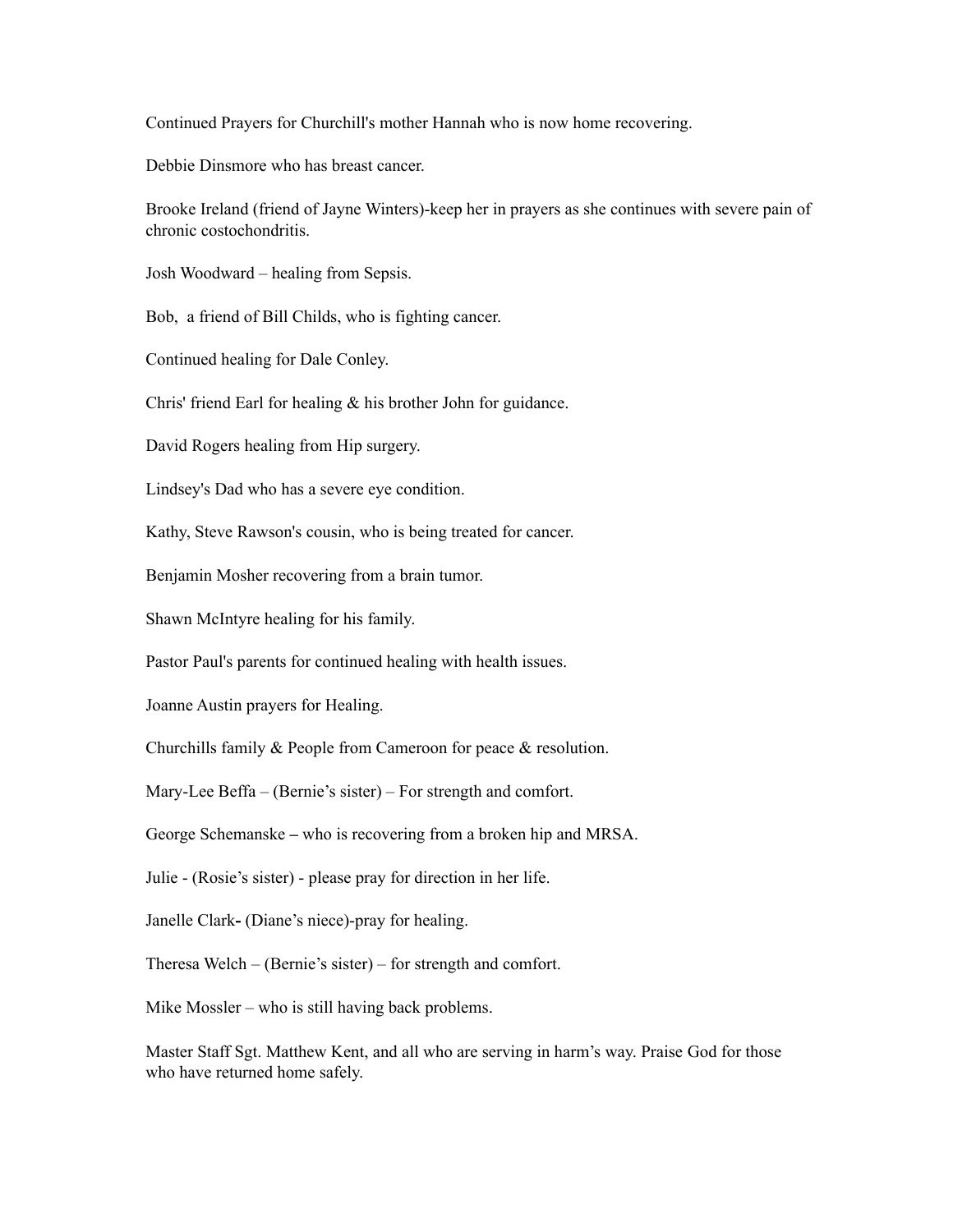Continued Prayers for Churchill's mother Hannah who is now home recovering.

Debbie Dinsmore who has breast cancer.

Brooke Ireland (friend of Jayne Winters)-keep her in prayers as she continues with severe pain of chronic costochondritis.

Josh Woodward – healing from Sepsis.

Bob, a friend of Bill Childs, who is fighting cancer.

Continued healing for Dale Conley.

Chris' friend Earl for healing & his brother John for guidance.

David Rogers healing from Hip surgery.

Lindsey's Dad who has a severe eye condition.

Kathy, Steve Rawson's cousin, who is being treated for cancer.

Benjamin Mosher recovering from a brain tumor.

Shawn McIntyre healing for his family.

Pastor Paul's parents for continued healing with health issues.

Joanne Austin prayers for Healing.

Churchills family & People from Cameroon for peace & resolution.

Mary-Lee Beffa – (Bernie's sister) – For strength and comfort.

George Schemanske **–** who is recovering from a broken hip and MRSA.

Julie - (Rosie's sister) - please pray for direction in her life.

Janelle Clark**-** (Diane's niece)-pray for healing.

Theresa Welch – (Bernie's sister) – for strength and comfort.

Mike Mossler – who is still having back problems.

Master Staff Sgt. Matthew Kent, and all who are serving in harm's way. Praise God for those who have returned home safely.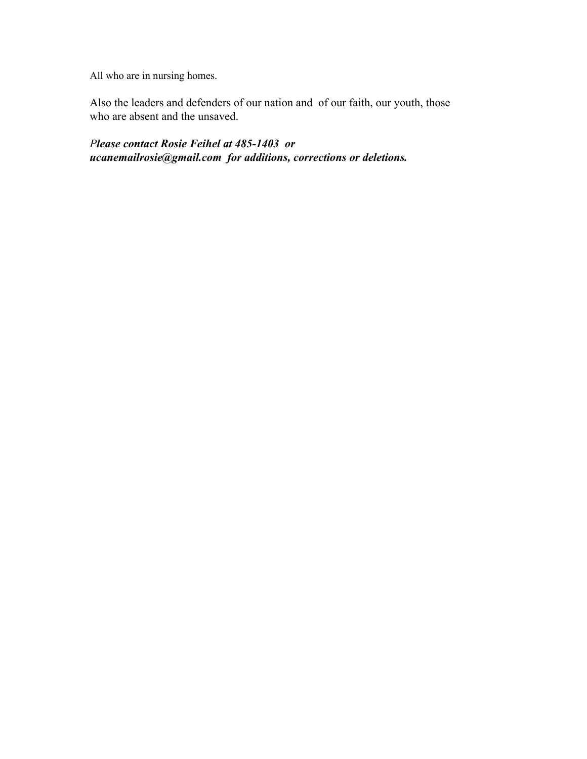All who are in nursing homes.

Also the leaders and defenders of our nation and of our faith, our youth, those who are absent and the unsaved.

***Please contact Rosie Feihel at 485-1403 or ucanemailrosie@gmail.com for additions, corrections or deletions.***